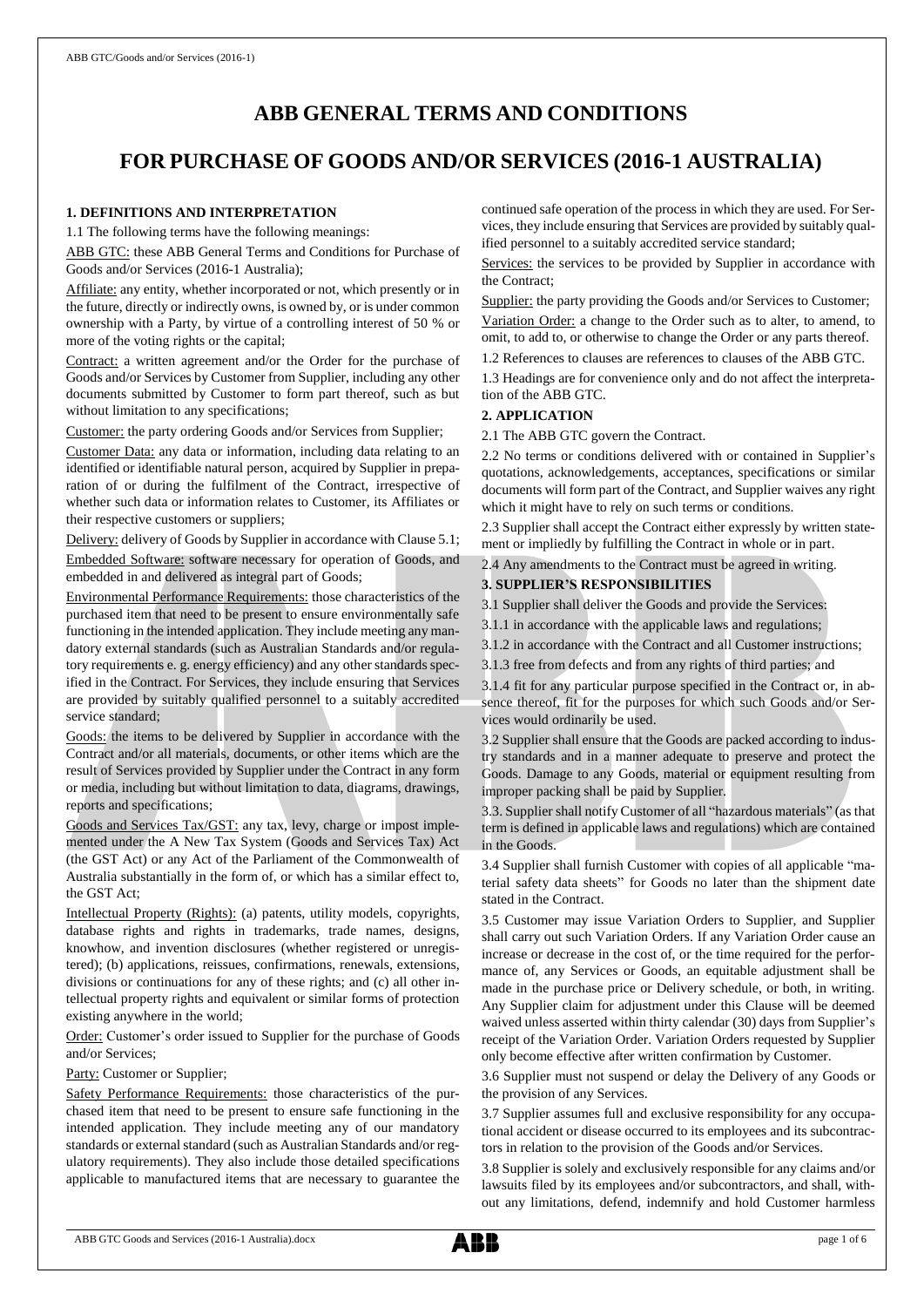# ABB GENERAL TERMS AND CONDITIONS

# FOR PURCHASE OF GOODS AND/OR SERVICES (2016-1 AUSTRALIA)

### 1. DEFINITIONS AND INTERPRETATION

1.1 The following terms have the following meanings:

ABB GTC: these ABB General Terms and Conditions for Purchase of Goods and/or Services (2016-1 Australia);

Affiliate: any entity, whether incorporated or not, which presently or in the future, directly or indirectly owns, is owned by, or is under common ownership with a Party, by virtue of a controlling interest of 50 % or more of the voting rights or the capital;

Contract: a written agreement and/or the Order for the purchase of Goods and/or Services by Customer from Supplier, including any other documents submitted by Customer to form part thereof, such as but without limitation to any specifications;

Customer: the party ordering Goods and/or Services from Supplier;

Customer Data: any data or information, including data relating to an identified or identifiable natural person, acquired by Supplier in preparation of or during the fulfilment of the Contract, irrespective of whether such data or information relates to Customer, its Affiliates or their respective customers or suppliers;

Delivery: delivery of Goods by Supplier in accordance with Clause 5.1;

Embedded Software: software necessary for operation of Goods, and embedded in and delivered as integral part of Goods;

Environmental Performance Requirements: those characteristics of the purchased item that need to be present to ensure environmentally safe functioning in the intended application. They include meeting any mandatory external standards (such as Australian Standards and/or regulatory requirements e. g. energy efficiency) and any other standards specified in the Contract. For Services, they include ensuring that Services are provided by suitably qualified personnel to a suitably accredited service standard;

Goods: the items to be delivered by Supplier in accordance with the Contract and/or all materials, documents, or other items which are the result of Services provided by Supplier under the Contract in any form or media, including but without limitation to data, diagrams, drawings, reports and specifications;

Goods and Services Tax/GST: any tax, levy, charge or impost implemented under the A New Tax System (Goods and Services Tax) Act (the GST Act) or any Act of the Parliament of the Commonwealth of Australia substantially in the form of, or which has a similar effect to, the GST Act;

Intellectual Property (Rights): (a) patents, utility models, copyrights, database rights and rights in trademarks, trade names, designs, knowhow, and invention disclosures (whether registered or unregistered); (b) applications, reissues, confirmations, renewals, extensions, divisions or continuations for any of these rights; and (c) all other intellectual property rights and equivalent or similar forms of protection existing anywhere in the world;

Order: Customer's order issued to Supplier for the purchase of Goods and/or Services;

Party: Customer or Supplier;

Safety Performance Requirements: those characteristics of the purchased item that need to be present to ensure safe functioning in the intended application. They include meeting any of our mandatory standards or external standard (such as Australian Standards and/or regulatory requirements). They also include those detailed specifications applicable to manufactured items that are necessary to guarantee the continued safe operation of the process in which they are used. For Services, they include ensuring that Services are provided by suitably qualified personnel to a suitably accredited service standard;

Services: the services to be provided by Supplier in accordance with the Contract;

Supplier: the party providing the Goods and/or Services to Customer;

Variation Order: a change to the Order such as to alter, to amend, to omit, to add to, or otherwise to change the Order or any parts thereof.

1.2 References to clauses are references to clauses of the ABB GTC.

1.3 Headings are for convenience only and do not affect the interpretation of the ABB GTC.

### 2. APPLICATION

2.1 The ABB GTC govern the Contract.

2.2 No terms or conditions delivered with or contained in Supplier's quotations, acknowledgements, acceptances, specifications or similar documents will form part of the Contract, and Supplier waives any right which it might have to rely on such terms or conditions.

2.3 Supplier shall accept the Contract either expressly by written statement or impliedly by fulfilling the Contract in whole or in part.

2.4 Any amendments to the Contract must be agreed in writing.

### 3. SUPPLIER'S RESPONSIBILITIES

3.1 Supplier shall deliver the Goods and provide the Services:

3.1.1 in accordance with the applicable laws and regulations;

3.1.2 in accordance with the Contract and all Customer instructions;

3.1.3 free from defects and from any rights of third parties; and

3.1.4 fit for any particular purpose specified in the Contract or, in absence thereof, fit for the purposes for which such Goods and/or Services would ordinarily be used.

3.2 Supplier shall ensure that the Goods are packed according to industry standards and in a manner adequate to preserve and protect the Goods. Damage to any Goods, material or equipment resulting from improper packing shall be paid by Supplier.

3.3. Supplier shall notify Customer of all "hazardous materials" (as that term is defined in applicable laws and regulations) which are contained in the Goods.

3.4 Supplier shall furnish Customer with copies of all applicable "material safety data sheets" for Goods no later than the shipment date stated in the Contract.

3.5 Customer may issue Variation Orders to Supplier, and Supplier shall carry out such Variation Orders. If any Variation Order cause an increase or decrease in the cost of, or the time required for the performance of, any Services or Goods, an equitable adjustment shall be made in the purchase price or Delivery schedule, or both, in writing. Any Supplier claim for adjustment under this Clause will be deemed waived unless asserted within thirty calendar (30) days from Supplier's receipt of the Variation Order. Variation Orders requested by Supplier only become effective after written confirmation by Customer.

3.6 Supplier must not suspend or delay the Delivery of any Goods or the provision of any Services.

3.7 Supplier assumes full and exclusive responsibility for any occupational accident or disease occurred to its employees and its subcontractors in relation to the provision of the Goods and/or Services.

3.8 Supplier is solely and exclusively responsible for any claims and/or lawsuits filed by its employees and/or subcontractors, and shall, without any limitations, defend, indemnify and hold Customer harmless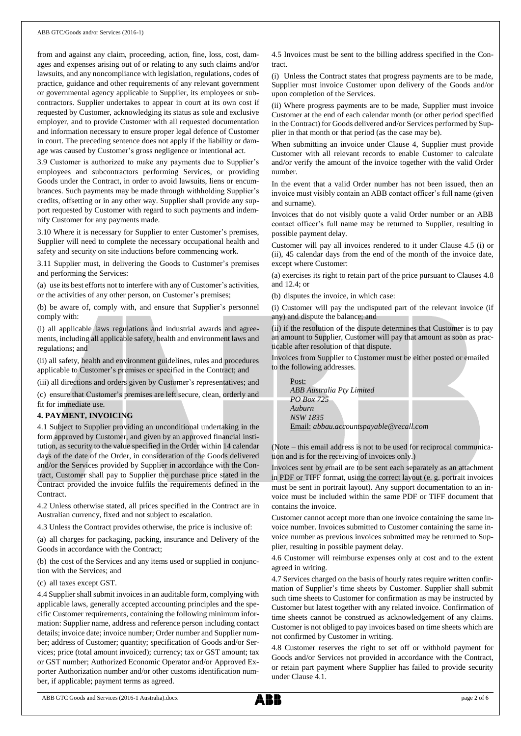from and against any claim, proceeding, action, fine, loss, cost, damages and expenses arising out of or relating to any such claims and/or lawsuits, and any noncompliance with legislation, regulations, codes of practice, guidance and other requirements of any relevant government or governmental agency applicable to Supplier, its employees or subcontractors. Supplier undertakes to appear in court at its own cost if requested by Customer, acknowledging its status as sole and exclusive employer, and to provide Customer with all requested documentation and information necessary to ensure proper legal defence of Customer in court. The preceding sentence does not apply if the liability or damage was caused by Customer's gross negligence or intentional act.

3.9 Customer is authorized to make any payments due to Supplier's employees and subcontractors performing Services, or providing Goods under the Contract, in order to avoid lawsuits, liens or encumbrances. Such payments may be made through withholding Supplier's credits, offsetting or in any other way. Supplier shall provide any support requested by Customer with regard to such payments and indemnify Customer for any payments made.

3.10 Where it is necessary for Supplier to enter Customer's premises, Supplier will need to complete the necessary occupational health and safety and security on site inductions before commencing work.

3.11 Supplier must, in delivering the Goods to Customer's premises and performing the Services:

(a) use its best efforts not to interfere with any of Customer's activities, or the activities of any other person, on Customer's premises;

(b) be aware of, comply with, and ensure that Supplier's personnel comply with:

(i) all applicable laws regulations and industrial awards and agreements, including all applicable safety, health and environment laws and regulations; and

(ii) all safety, health and environment guidelines, rules and procedures applicable to Customer's premises or specified in the Contract; and

(iii) all directions and orders given by Customer's representatives; and

(c) ensure that Customer's premises are left secure, clean, orderly and fit for immediate use.

## 4. PAYMENT, INVOICING

4.1 Subject to Supplier providing an unconditional undertaking in the form approved by Customer, and given by an approved financial institution, as security to the value specified in the Order within 14 calendar days of the date of the Order, in consideration of the Goods delivered and/or the Services provided by Supplier in accordance with the Contract, Customer shall pay to Supplier the purchase price stated in the Contract provided the invoice fulfils the requirements defined in the Contract.

4.2 Unless otherwise stated, all prices specified in the Contract are in Australian currency, fixed and not subject to escalation.

4.3 Unless the Contract provides otherwise, the price is inclusive of:

(a) all charges for packaging, packing, insurance and Delivery of the Goods in accordance with the Contract;

(b) the cost of the Services and any items used or supplied in conjunction with the Services; and

(c) all taxes except GST.

4.4 Supplier shall submit invoices in an auditable form, complying with applicable laws, generally accepted accounting principles and the specific Customer requirements, containing the following minimum information: Supplier name, address and reference person including contact details; invoice date; invoice number; Order number and Supplier number; address of Customer; quantity; specification of Goods and/or Services; price (total amount invoiced); currency; tax or GST amount; tax or GST number; Authorized Economic Operator and/or Approved Exporter Authorization number and/or other customs identification number, if applicable; payment terms as agreed.

4.5 Invoices must be sent to the billing address specified in the Contract.

(i) Unless the Contract states that progress payments are to be made, Supplier must invoice Customer upon delivery of the Goods and/or upon completion of the Services.

(ii) Where progress payments are to be made, Supplier must invoice Customer at the end of each calendar month (or other period specified in the Contract) for Goods delivered and/or Services performed by Supplier in that month or that period (as the case may be).

When submitting an invoice under Clause 4, Supplier must provide Customer with all relevant records to enable Customer to calculate and/or verify the amount of the invoice together with the valid Order number.

In the event that a valid Order number has not been issued, then an invoice must visibly contain an ABB contact officer's full name (given and surname).

Invoices that do not visibly quote a valid Order number or an ABB contact officer's full name may be returned to Supplier, resulting in possible payment delay.

Customer will pay all invoices rendered to it under Clause 4.5 (i) or (ii), 45 calendar days from the end of the month of the invoice date, except where Customer:

(a) exercises its right to retain part of the price pursuant to Clauses 4.8 and 12.4; or

(b) disputes the invoice, in which case:

(i) Customer will pay the undisputed part of the relevant invoice (if any) and dispute the balance; and

(ii) if the resolution of the dispute determines that Customer is to pay an amount to Supplier, Customer will pay that amount as soon as practicable after resolution of that dispute.

Invoices from Supplier to Customer must be either posted or emailed to the following addresses.

Post:
*ABB Australia Pty Limited*
*PO Box 725*
*Auburn*
*NSW 1835*
Email: *abbau.accountspayable@recall.com*

(Note – this email address is not to be used for reciprocal communication and is for the receiving of invoices only.)

Invoices sent by email are to be sent each separately as an attachment in PDF or TIFF format, using the correct layout (e. g. portrait invoices must be sent in portrait layout). Any support documentation to an invoice must be included within the same PDF or TIFF document that contains the invoice.

Customer cannot accept more than one invoice containing the same invoice number. Invoices submitted to Customer containing the same invoice number as previous invoices submitted may be returned to Supplier, resulting in possible payment delay.

4.6 Customer will reimburse expenses only at cost and to the extent agreed in writing.

4.7 Services charged on the basis of hourly rates require written confirmation of Supplier's time sheets by Customer. Supplier shall submit such time sheets to Customer for confirmation as may be instructed by Customer but latest together with any related invoice. Confirmation of time sheets cannot be construed as acknowledgement of any claims. Customer is not obliged to pay invoices based on time sheets which are not confirmed by Customer in writing.

4.8 Customer reserves the right to set off or withhold payment for Goods and/or Services not provided in accordance with the Contract, or retain part payment where Supplier has failed to provide security under Clause 4.1.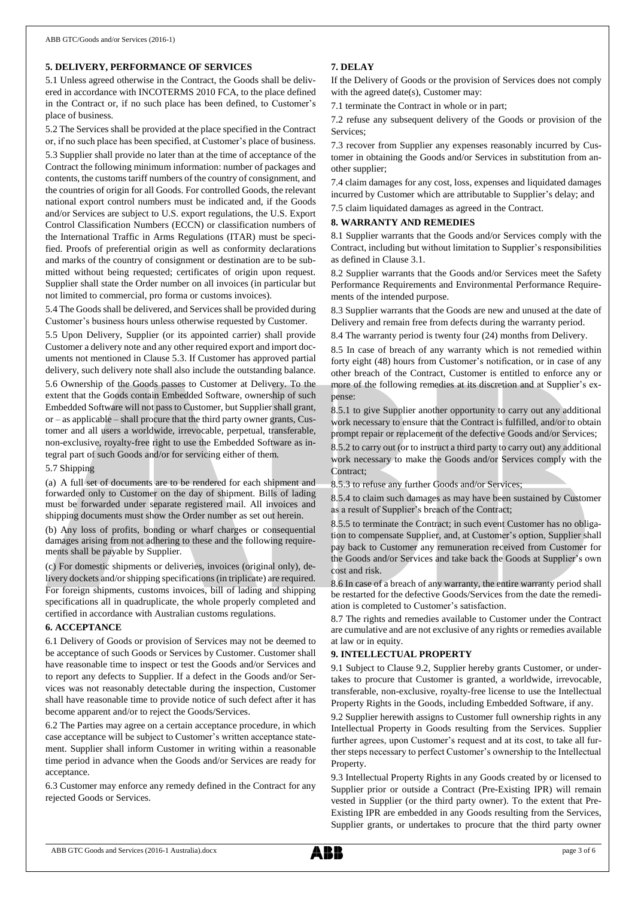## 5. DELIVERY, PERFORMANCE OF SERVICES

5.1 Unless agreed otherwise in the Contract, the Goods shall be delivered in accordance with INCOTERMS 2010 FCA, to the place defined in the Contract or, if no such place has been defined, to Customer's place of business.

5.2 The Services shall be provided at the place specified in the Contract or, if no such place has been specified, at Customer's place of business.

5.3 Supplier shall provide no later than at the time of acceptance of the Contract the following minimum information: number of packages and contents, the customs tariff numbers of the country of consignment, and the countries of origin for all Goods. For controlled Goods, the relevant national export control numbers must be indicated and, if the Goods and/or Services are subject to U.S. export regulations, the U.S. Export Control Classification Numbers (ECCN) or classification numbers of the International Traffic in Arms Regulations (ITAR) must be specified. Proofs of preferential origin as well as conformity declarations and marks of the country of consignment or destination are to be submitted without being requested; certificates of origin upon request. Supplier shall state the Order number on all invoices (in particular but not limited to commercial, pro forma or customs invoices).

5.4 The Goods shall be delivered, and Services shall be provided during Customer's business hours unless otherwise requested by Customer.

5.5 Upon Delivery, Supplier (or its appointed carrier) shall provide Customer a delivery note and any other required export and import documents not mentioned in Clause 5.3. If Customer has approved partial delivery, such delivery note shall also include the outstanding balance.

5.6 Ownership of the Goods passes to Customer at Delivery. To the extent that the Goods contain Embedded Software, ownership of such Embedded Software will not pass to Customer, but Supplier shall grant, or – as applicable – shall procure that the third party owner grants, Customer and all users a worldwide, irrevocable, perpetual, transferable, non-exclusive, royalty-free right to use the Embedded Software as integral part of such Goods and/or for servicing either of them.

5.7 Shipping

(a) A full set of documents are to be rendered for each shipment and forwarded only to Customer on the day of shipment. Bills of lading must be forwarded under separate registered mail. All invoices and shipping documents must show the Order number as set out herein.

(b) Any loss of profits, bonding or wharf charges or consequential damages arising from not adhering to these and the following requirements shall be payable by Supplier.

(c) For domestic shipments or deliveries, invoices (original only), delivery dockets and/or shipping specifications (in triplicate) are required. For foreign shipments, customs invoices, bill of lading and shipping specifications all in quadruplicate, the whole properly completed and certified in accordance with Australian customs regulations.

## 6. ACCEPTANCE

6.1 Delivery of Goods or provision of Services may not be deemed to be acceptance of such Goods or Services by Customer. Customer shall have reasonable time to inspect or test the Goods and/or Services and to report any defects to Supplier. If a defect in the Goods and/or Services was not reasonably detectable during the inspection, Customer shall have reasonable time to provide notice of such defect after it has become apparent and/or to reject the Goods/Services.

6.2 The Parties may agree on a certain acceptance procedure, in which case acceptance will be subject to Customer's written acceptance statement. Supplier shall inform Customer in writing within a reasonable time period in advance when the Goods and/or Services are ready for acceptance.

6.3 Customer may enforce any remedy defined in the Contract for any rejected Goods or Services.

## 7. DELAY

If the Delivery of Goods or the provision of Services does not comply with the agreed date(s), Customer may:

7.1 terminate the Contract in whole or in part;

7.2 refuse any subsequent delivery of the Goods or provision of the Services;

7.3 recover from Supplier any expenses reasonably incurred by Customer in obtaining the Goods and/or Services in substitution from another supplier;

7.4 claim damages for any cost, loss, expenses and liquidated damages incurred by Customer which are attributable to Supplier's delay; and

7.5 claim liquidated damages as agreed in the Contract.

## 8. WARRANTY AND REMEDIES

8.1 Supplier warrants that the Goods and/or Services comply with the Contract, including but without limitation to Supplier's responsibilities as defined in Clause 3.1.

8.2 Supplier warrants that the Goods and/or Services meet the Safety Performance Requirements and Environmental Performance Requirements of the intended purpose.

8.3 Supplier warrants that the Goods are new and unused at the date of Delivery and remain free from defects during the warranty period.

8.4 The warranty period is twenty four (24) months from Delivery.

8.5 In case of breach of any warranty which is not remedied within forty eight (48) hours from Customer's notification, or in case of any other breach of the Contract, Customer is entitled to enforce any or more of the following remedies at its discretion and at Supplier's expense:

8.5.1 to give Supplier another opportunity to carry out any additional work necessary to ensure that the Contract is fulfilled, and/or to obtain prompt repair or replacement of the defective Goods and/or Services;

8.5.2 to carry out (or to instruct a third party to carry out) any additional work necessary to make the Goods and/or Services comply with the Contract;

8.5.3 to refuse any further Goods and/or Services;

8.5.4 to claim such damages as may have been sustained by Customer as a result of Supplier's breach of the Contract;

8.5.5 to terminate the Contract; in such event Customer has no obligation to compensate Supplier, and, at Customer's option, Supplier shall pay back to Customer any remuneration received from Customer for the Goods and/or Services and take back the Goods at Supplier's own cost and risk.

8.6 In case of a breach of any warranty, the entire warranty period shall be restarted for the defective Goods/Services from the date the remediation is completed to Customer's satisfaction.

8.7 The rights and remedies available to Customer under the Contract are cumulative and are not exclusive of any rights or remedies available at law or in equity.

## 9. INTELLECTUAL PROPERTY

9.1 Subject to Clause 9.2, Supplier hereby grants Customer, or undertakes to procure that Customer is granted, a worldwide, irrevocable, transferable, non-exclusive, royalty-free license to use the Intellectual Property Rights in the Goods, including Embedded Software, if any.

9.2 Supplier herewith assigns to Customer full ownership rights in any Intellectual Property in Goods resulting from the Services. Supplier further agrees, upon Customer's request and at its cost, to take all further steps necessary to perfect Customer's ownership to the Intellectual Property.

9.3 Intellectual Property Rights in any Goods created by or licensed to Supplier prior or outside a Contract (Pre-Existing IPR) will remain vested in Supplier (or the third party owner). To the extent that Pre-Existing IPR are embedded in any Goods resulting from the Services, Supplier grants, or undertakes to procure that the third party owner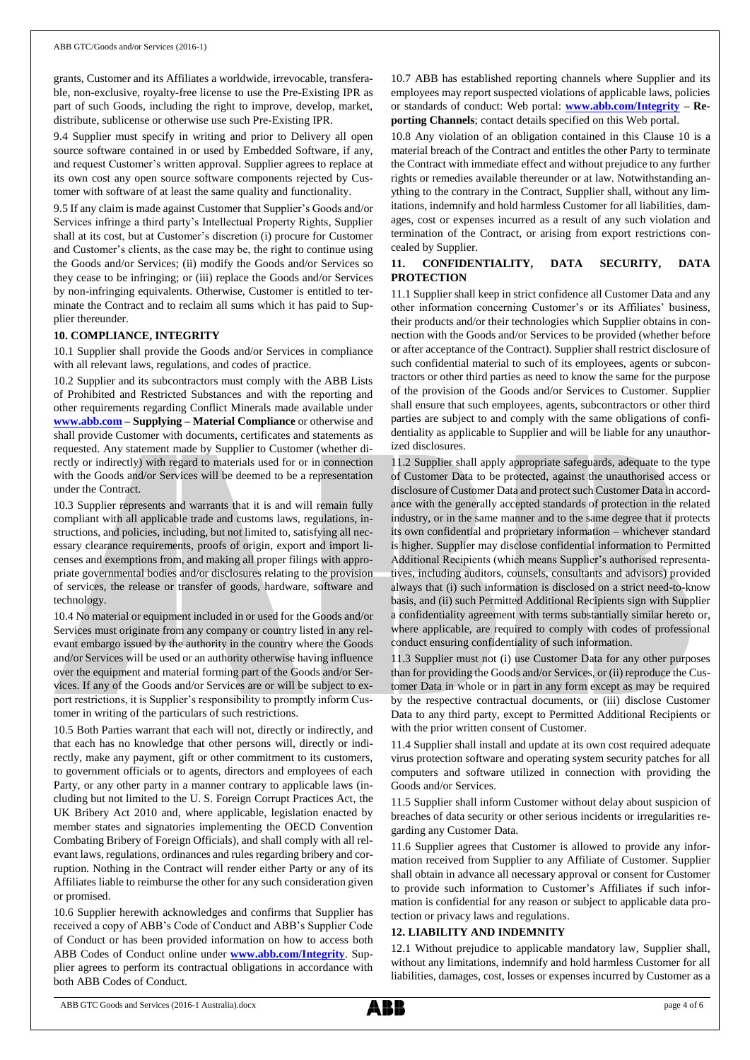grants, Customer and its Affiliates a worldwide, irrevocable, transferable, non-exclusive, royalty-free license to use the Pre-Existing IPR as part of such Goods, including the right to improve, develop, market, distribute, sublicense or otherwise use such Pre-Existing IPR.

9.4 Supplier must specify in writing and prior to Delivery all open source software contained in or used by Embedded Software, if any, and request Customer's written approval. Supplier agrees to replace at its own cost any open source software components rejected by Customer with software of at least the same quality and functionality.

9.5 If any claim is made against Customer that Supplier's Goods and/or Services infringe a third party's Intellectual Property Rights, Supplier shall at its cost, but at Customer's discretion (i) procure for Customer and Customer's clients, as the case may be, the right to continue using the Goods and/or Services; (ii) modify the Goods and/or Services so they cease to be infringing; or (iii) replace the Goods and/or Services by non-infringing equivalents. Otherwise, Customer is entitled to terminate the Contract and to reclaim all sums which it has paid to Supplier thereunder.

**10. COMPLIANCE, INTEGRITY**

10.1 Supplier shall provide the Goods and/or Services in compliance with all relevant laws, regulations, and codes of practice.

10.2 Supplier and its subcontractors must comply with the ABB Lists of Prohibited and Restricted Substances and with the reporting and other requirements regarding Conflict Minerals made available under **www.abb.com – Supplying – Material Compliance** or otherwise and shall provide Customer with documents, certificates and statements as requested. Any statement made by Supplier to Customer (whether directly or indirectly) with regard to materials used for or in connection with the Goods and/or Services will be deemed to be a representation under the Contract.

10.3 Supplier represents and warrants that it is and will remain fully compliant with all applicable trade and customs laws, regulations, instructions, and policies, including, but not limited to, satisfying all necessary clearance requirements, proofs of origin, export and import licenses and exemptions from, and making all proper filings with appropriate governmental bodies and/or disclosures relating to the provision of services, the release or transfer of goods, hardware, software and technology.

10.4 No material or equipment included in or used for the Goods and/or Services must originate from any company or country listed in any relevant embargo issued by the authority in the country where the Goods and/or Services will be used or an authority otherwise having influence over the equipment and material forming part of the Goods and/or Services. If any of the Goods and/or Services are or will be subject to export restrictions, it is Supplier's responsibility to promptly inform Customer in writing of the particulars of such restrictions.

10.5 Both Parties warrant that each will not, directly or indirectly, and that each has no knowledge that other persons will, directly or indirectly, make any payment, gift or other commitment to its customers, to government officials or to agents, directors and employees of each Party, or any other party in a manner contrary to applicable laws (including but not limited to the U. S. Foreign Corrupt Practices Act, the UK Bribery Act 2010 and, where applicable, legislation enacted by member states and signatories implementing the OECD Convention Combating Bribery of Foreign Officials), and shall comply with all relevant laws, regulations, ordinances and rules regarding bribery and corruption. Nothing in the Contract will render either Party or any of its Affiliates liable to reimburse the other for any such consideration given or promised.

10.6 Supplier herewith acknowledges and confirms that Supplier has received a copy of ABB's Code of Conduct and ABB's Supplier Code of Conduct or has been provided information on how to access both ABB Codes of Conduct online under **www.abb.com/Integrity**. Supplier agrees to perform its contractual obligations in accordance with both ABB Codes of Conduct.

10.7 ABB has established reporting channels where Supplier and its employees may report suspected violations of applicable laws, policies or standards of conduct: Web portal: **www.abb.com/Integrity – Reporting Channels**; contact details specified on this Web portal.

10.8 Any violation of an obligation contained in this Clause 10 is a material breach of the Contract and entitles the other Party to terminate the Contract with immediate effect and without prejudice to any further rights or remedies available thereunder or at law. Notwithstanding anything to the contrary in the Contract, Supplier shall, without any limitations, indemnify and hold harmless Customer for all liabilities, damages, cost or expenses incurred as a result of any such violation and termination of the Contract, or arising from export restrictions concealed by Supplier.

**11. CONFIDENTIALITY, DATA SECURITY, DATA PROTECTION**

11.1 Supplier shall keep in strict confidence all Customer Data and any other information concerning Customer's or its Affiliates' business, their products and/or their technologies which Supplier obtains in connection with the Goods and/or Services to be provided (whether before or after acceptance of the Contract). Supplier shall restrict disclosure of such confidential material to such of its employees, agents or subcontractors or other third parties as need to know the same for the purpose of the provision of the Goods and/or Services to Customer. Supplier shall ensure that such employees, agents, subcontractors or other third parties are subject to and comply with the same obligations of confidentiality as applicable to Supplier and will be liable for any unauthorized disclosures.

11.2 Supplier shall apply appropriate safeguards, adequate to the type of Customer Data to be protected, against the unauthorised access or disclosure of Customer Data and protect such Customer Data in accordance with the generally accepted standards of protection in the related industry, or in the same manner and to the same degree that it protects its own confidential and proprietary information – whichever standard is higher. Supplier may disclose confidential information to Permitted Additional Recipients (which means Supplier's authorised representatives, including auditors, counsels, consultants and advisors) provided always that (i) such information is disclosed on a strict need-to-know basis, and (ii) such Permitted Additional Recipients sign with Supplier a confidentiality agreement with terms substantially similar hereto or, where applicable, are required to comply with codes of professional conduct ensuring confidentiality of such information.

11.3 Supplier must not (i) use Customer Data for any other purposes than for providing the Goods and/or Services, or (ii) reproduce the Customer Data in whole or in part in any form except as may be required by the respective contractual documents, or (iii) disclose Customer Data to any third party, except to Permitted Additional Recipients or with the prior written consent of Customer.

11.4 Supplier shall install and update at its own cost required adequate virus protection software and operating system security patches for all computers and software utilized in connection with providing the Goods and/or Services.

11.5 Supplier shall inform Customer without delay about suspicion of breaches of data security or other serious incidents or irregularities regarding any Customer Data.

11.6 Supplier agrees that Customer is allowed to provide any information received from Supplier to any Affiliate of Customer. Supplier shall obtain in advance all necessary approval or consent for Customer to provide such information to Customer's Affiliates if such information is confidential for any reason or subject to applicable data protection or privacy laws and regulations.

**12. LIABILITY AND INDEMNITY**

12.1 Without prejudice to applicable mandatory law, Supplier shall, without any limitations, indemnify and hold harmless Customer for all liabilities, damages, cost, losses or expenses incurred by Customer as a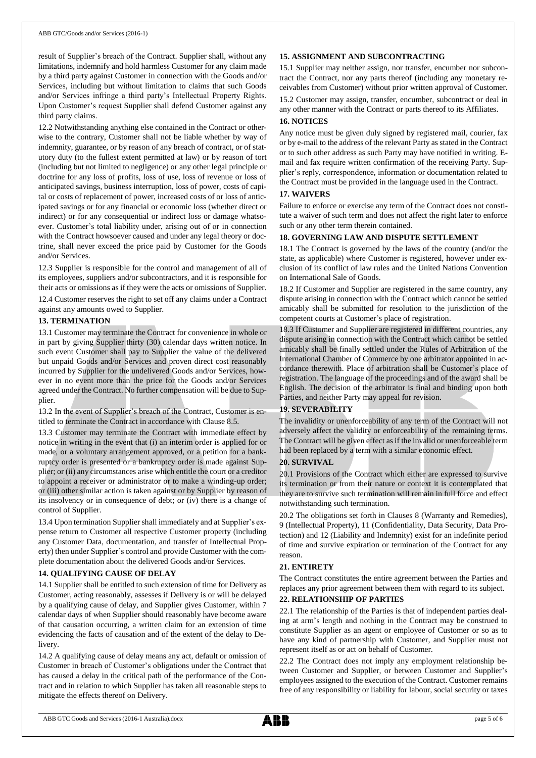result of Supplier's breach of the Contract. Supplier shall, without any limitations, indemnify and hold harmless Customer for any claim made by a third party against Customer in connection with the Goods and/or Services, including but without limitation to claims that such Goods and/or Services infringe a third party's Intellectual Property Rights. Upon Customer's request Supplier shall defend Customer against any third party claims.

12.2 Notwithstanding anything else contained in the Contract or otherwise to the contrary, Customer shall not be liable whether by way of indemnity, guarantee, or by reason of any breach of contract, or of statutory duty (to the fullest extent permitted at law) or by reason of tort (including but not limited to negligence) or any other legal principle or doctrine for any loss of profits, loss of use, loss of revenue or loss of anticipated savings, business interruption, loss of power, costs of capital or costs of replacement of power, increased costs of or loss of anticipated savings or for any financial or economic loss (whether direct or indirect) or for any consequential or indirect loss or damage whatsoever. Customer's total liability under, arising out of or in connection with the Contract howsoever caused and under any legal theory or doctrine, shall never exceed the price paid by Customer for the Goods and/or Services.

12.3 Supplier is responsible for the control and management of all of its employees, suppliers and/or subcontractors, and it is responsible for their acts or omissions as if they were the acts or omissions of Supplier.

12.4 Customer reserves the right to set off any claims under a Contract against any amounts owed to Supplier.

## 13. TERMINATION

13.1 Customer may terminate the Contract for convenience in whole or in part by giving Supplier thirty (30) calendar days written notice. In such event Customer shall pay to Supplier the value of the delivered but unpaid Goods and/or Services and proven direct cost reasonably incurred by Supplier for the undelivered Goods and/or Services, however in no event more than the price for the Goods and/or Services agreed under the Contract. No further compensation will be due to Supplier.

13.2 In the event of Supplier's breach of the Contract, Customer is entitled to terminate the Contract in accordance with Clause 8.5.

13.3 Customer may terminate the Contract with immediate effect by notice in writing in the event that (i) an interim order is applied for or made, or a voluntary arrangement approved, or a petition for a bankruptcy order is presented or a bankruptcy order is made against Supplier; or (ii) any circumstances arise which entitle the court or a creditor to appoint a receiver or administrator or to make a winding-up order; or (iii) other similar action is taken against or by Supplier by reason of its insolvency or in consequence of debt; or (iv) there is a change of control of Supplier.

13.4 Upon termination Supplier shall immediately and at Supplier's expense return to Customer all respective Customer property (including any Customer Data, documentation, and transfer of Intellectual Property) then under Supplier's control and provide Customer with the complete documentation about the delivered Goods and/or Services.

## 14. QUALIFYING CAUSE OF DELAY

14.1 Supplier shall be entitled to such extension of time for Delivery as Customer, acting reasonably, assesses if Delivery is or will be delayed by a qualifying cause of delay, and Supplier gives Customer, within 7 calendar days of when Supplier should reasonably have become aware of that causation occurring, a written claim for an extension of time evidencing the facts of causation and of the extent of the delay to Delivery.

14.2 A qualifying cause of delay means any act, default or omission of Customer in breach of Customer's obligations under the Contract that has caused a delay in the critical path of the performance of the Contract and in relation to which Supplier has taken all reasonable steps to mitigate the effects thereof on Delivery.

## 15. ASSIGNMENT AND SUBCONTRACTING

15.1 Supplier may neither assign, nor transfer, encumber nor subcontract the Contract, nor any parts thereof (including any monetary receivables from Customer) without prior written approval of Customer.

15.2 Customer may assign, transfer, encumber, subcontract or deal in any other manner with the Contract or parts thereof to its Affiliates.

## 16. NOTICES

Any notice must be given duly signed by registered mail, courier, fax or by e-mail to the address of the relevant Party as stated in the Contract or to such other address as such Party may have notified in writing. E-mail and fax require written confirmation of the receiving Party. Supplier's reply, correspondence, information or documentation related to the Contract must be provided in the language used in the Contract.

## 17. WAIVERS

Failure to enforce or exercise any term of the Contract does not constitute a waiver of such term and does not affect the right later to enforce such or any other term therein contained.

## 18. GOVERNING LAW AND DISPUTE SETTLEMENT

18.1 The Contract is governed by the laws of the country (and/or the state, as applicable) where Customer is registered, however under exclusion of its conflict of law rules and the United Nations Convention on International Sale of Goods.

18.2 If Customer and Supplier are registered in the same country, any dispute arising in connection with the Contract which cannot be settled amicably shall be submitted for resolution to the jurisdiction of the competent courts at Customer's place of registration.

18.3 If Customer and Supplier are registered in different countries, any dispute arising in connection with the Contract which cannot be settled amicably shall be finally settled under the Rules of Arbitration of the International Chamber of Commerce by one arbitrator appointed in accordance therewith. Place of arbitration shall be Customer's place of registration. The language of the proceedings and of the award shall be English. The decision of the arbitrator is final and binding upon both Parties, and neither Party may appeal for revision.

## 19. SEVERABILITY

The invalidity or unenforceability of any term of the Contract will not adversely affect the validity or enforceability of the remaining terms. The Contract will be given effect as if the invalid or unenforceable term had been replaced by a term with a similar economic effect.

## 20. SURVIVAL

20.1 Provisions of the Contract which either are expressed to survive its termination or from their nature or context it is contemplated that they are to survive such termination will remain in full force and effect notwithstanding such termination.

20.2 The obligations set forth in Clauses 8 (Warranty and Remedies), 9 (Intellectual Property), 11 (Confidentiality, Data Security, Data Protection) and 12 (Liability and Indemnity) exist for an indefinite period of time and survive expiration or termination of the Contract for any reason.

## 21. ENTIRETY

The Contract constitutes the entire agreement between the Parties and replaces any prior agreement between them with regard to its subject.

## 22. RELATIONSHIP OF PARTIES

22.1 The relationship of the Parties is that of independent parties dealing at arm's length and nothing in the Contract may be construed to constitute Supplier as an agent or employee of Customer or so as to have any kind of partnership with Customer, and Supplier must not represent itself as or act on behalf of Customer.

22.2 The Contract does not imply any employment relationship between Customer and Supplier, or between Customer and Supplier's employees assigned to the execution of the Contract. Customer remains free of any responsibility or liability for labour, social security or taxes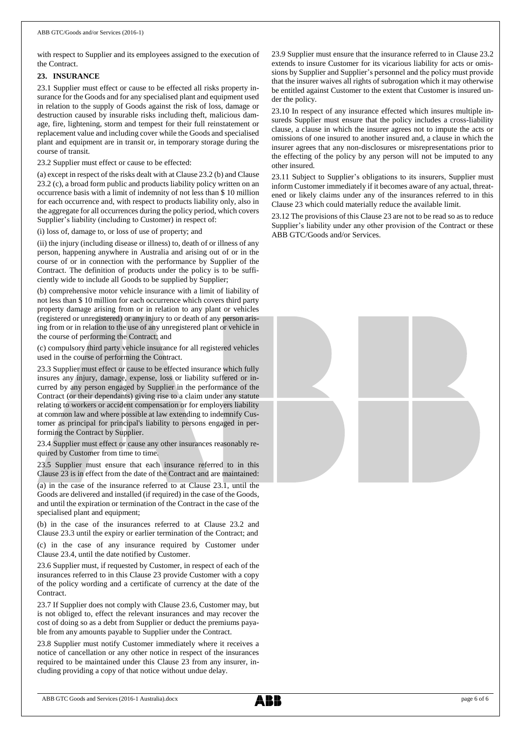with respect to Supplier and its employees assigned to the execution of the Contract.

## 23. INSURANCE

23.1 Supplier must effect or cause to be effected all risks property insurance for the Goods and for any specialised plant and equipment used in relation to the supply of Goods against the risk of loss, damage or destruction caused by insurable risks including theft, malicious damage, fire, lightening, storm and tempest for their full reinstatement or replacement value and including cover while the Goods and specialised plant and equipment are in transit or, in temporary storage during the course of transit.

23.2 Supplier must effect or cause to be effected:

(a) except in respect of the risks dealt with at Clause 23.2 (b) and Clause 23.2 (c), a broad form public and products liability policy written on an occurrence basis with a limit of indemnity of not less than $ 10 million for each occurrence and, with respect to products liability only, also in the aggregate for all occurrences during the policy period, which covers Supplier's liability (including to Customer) in respect of:

(i) loss of, damage to, or loss of use of property; and

(ii) the injury (including disease or illness) to, death of or illness of any person, happening anywhere in Australia and arising out of or in the course of or in connection with the performance by Supplier of the Contract. The definition of products under the policy is to be sufficiently wide to include all Goods to be supplied by Supplier;

(b) comprehensive motor vehicle insurance with a limit of liability of not less than $ 10 million for each occurrence which covers third party property damage arising from or in relation to any plant or vehicles (registered or unregistered) or any injury to or death of any person arising from or in relation to the use of any unregistered plant or vehicle in the course of performing the Contract; and

(c) compulsory third party vehicle insurance for all registered vehicles used in the course of performing the Contract.

23.3 Supplier must effect or cause to be effected insurance which fully insures any injury, damage, expense, loss or liability suffered or incurred by any person engaged by Supplier in the performance of the Contract (or their dependants) giving rise to a claim under any statute relating to workers or accident compensation or for employers liability at common law and where possible at law extending to indemnify Customer as principal for principal's liability to persons engaged in performing the Contract by Supplier.

23.4 Supplier must effect or cause any other insurances reasonably required by Customer from time to time.

23.5 Supplier must ensure that each insurance referred to in this Clause 23 is in effect from the date of the Contract and are maintained:

(a) in the case of the insurance referred to at Clause 23.1, until the Goods are delivered and installed (if required) in the case of the Goods, and until the expiration or termination of the Contract in the case of the specialised plant and equipment;

(b) in the case of the insurances referred to at Clause 23.2 and Clause 23.3 until the expiry or earlier termination of the Contract; and

(c) in the case of any insurance required by Customer under Clause 23.4, until the date notified by Customer.

23.6 Supplier must, if requested by Customer, in respect of each of the insurances referred to in this Clause 23 provide Customer with a copy of the policy wording and a certificate of currency at the date of the Contract.

23.7 If Supplier does not comply with Clause 23.6, Customer may, but is not obliged to, effect the relevant insurances and may recover the cost of doing so as a debt from Supplier or deduct the premiums payable from any amounts payable to Supplier under the Contract.

23.8 Supplier must notify Customer immediately where it receives a notice of cancellation or any other notice in respect of the insurances required to be maintained under this Clause 23 from any insurer, including providing a copy of that notice without undue delay.

23.9 Supplier must ensure that the insurance referred to in Clause 23.2 extends to insure Customer for its vicarious liability for acts or omissions by Supplier and Supplier's personnel and the policy must provide that the insurer waives all rights of subrogation which it may otherwise be entitled against Customer to the extent that Customer is insured under the policy.

23.10 In respect of any insurance effected which insures multiple insureds Supplier must ensure that the policy includes a cross-liability clause, a clause in which the insurer agrees not to impute the acts or omissions of one insured to another insured and, a clause in which the insurer agrees that any non-disclosures or misrepresentations prior to the effecting of the policy by any person will not be imputed to any other insured.

23.11 Subject to Supplier's obligations to its insurers, Supplier must inform Customer immediately if it becomes aware of any actual, threatened or likely claims under any of the insurances referred to in this Clause 23 which could materially reduce the available limit.

23.12 The provisions of this Clause 23 are not to be read so as to reduce Supplier's liability under any other provision of the Contract or these ABB GTC/Goods and/or Services.